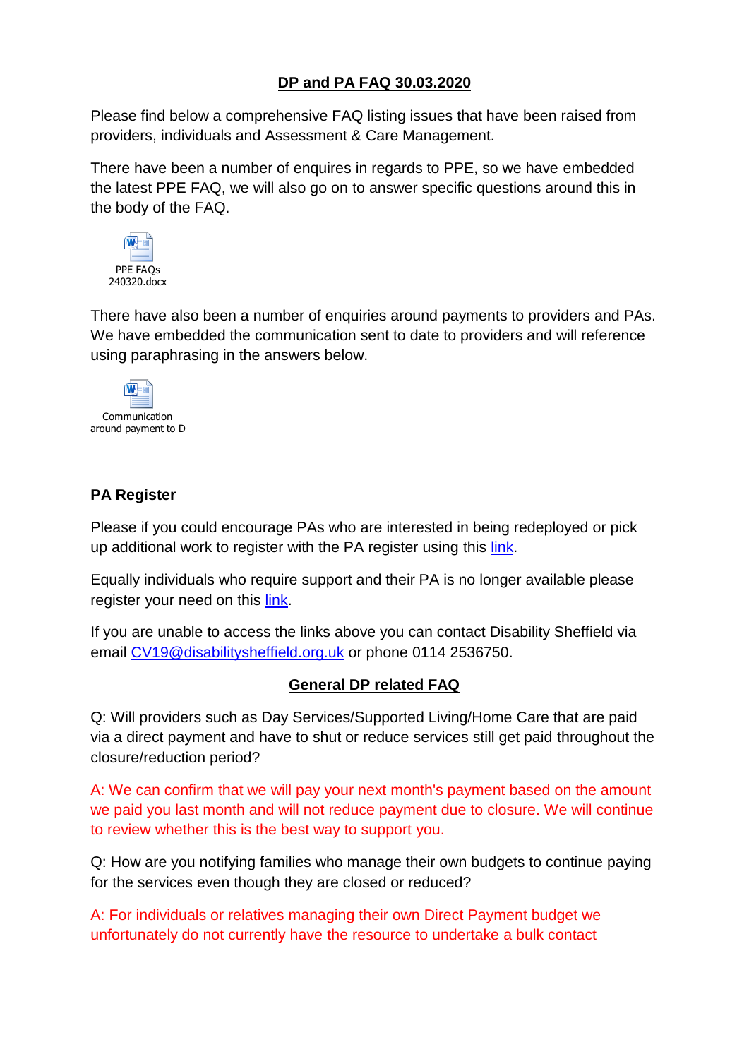**DP and PA FAQ 30.03.2020**

Please find below a comprehensive FAQ listing issues that have been raised from providers, individuals and Assessment & Care Management.

There have been a number of enquires in regards to PPE, so we have embedded the latest PPE FAQ, we will also go on to answer specific questions around this in the body of the FAQ.

PPE FAQs 240320.docx

There have also been a number of enquiries around payments to providers and PAs. We have embedded the communication sent to date to providers and will reference using paraphrasing in the answers below.

Communication around payment to D

**PA Register**

Please if you could encourage PAs who are interested in being redeployed or pick up additional work to register with the PA register using this link.

Equally individuals who require support and their PA is no longer available please register your need on this link.

If you are unable to access the links above you can contact Disability Sheffield via email CV19@disabilitysheffield.org.uk or phone 0114 2536750.

**General DP related FAQ**

Q: Will providers such as Day Services/Supported Living/Home Care that are paid via a direct payment and have to shut or reduce services still get paid throughout the closure/reduction period?

A: We can confirm that we will pay your next month's payment based on the amount we paid you last month and will not reduce payment due to closure. We will continue to review whether this is the best way to support you.

Q: How are you notifying families who manage their own budgets to continue paying for the services even though they are closed or reduced?

A: For individuals or relatives managing their own Direct Payment budget we unfortunately do not currently have the resource to undertake a bulk contact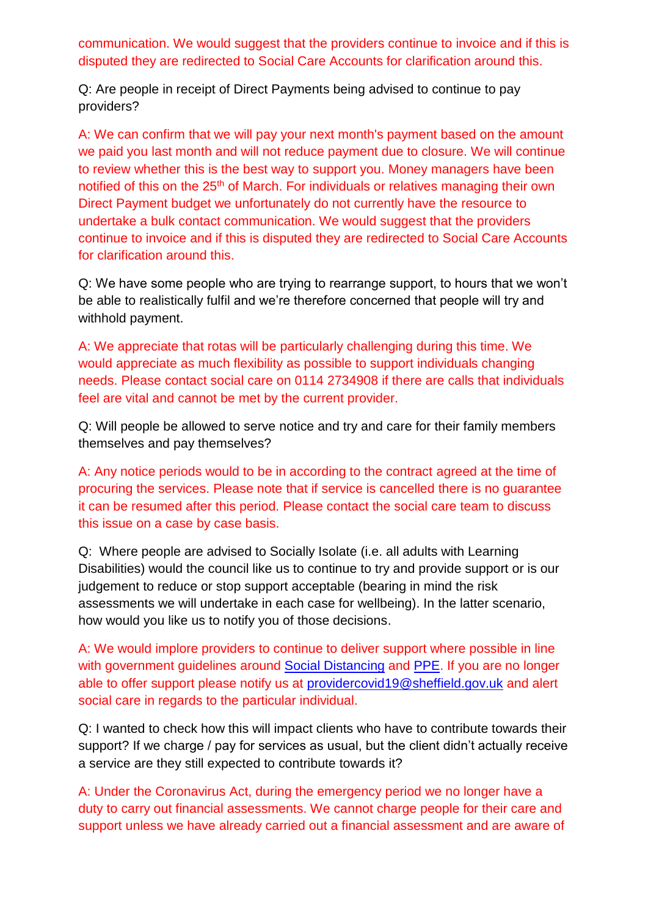communication. We would suggest that the providers continue to invoice and if this is disputed they are redirected to Social Care Accounts for clarification around this.

Q: Are people in receipt of Direct Payments being advised to continue to pay providers?

A: We can confirm that we will pay your next month's payment based on the amount we paid you last month and will not reduce payment due to closure. We will continue to review whether this is the best way to support you. Money managers have been notified of this on the 25th of March. For individuals or relatives managing their own Direct Payment budget we unfortunately do not currently have the resource to undertake a bulk contact communication. We would suggest that the providers continue to invoice and if this is disputed they are redirected to Social Care Accounts for clarification around this.

Q: We have some people who are trying to rearrange support, to hours that we won't be able to realistically fulfil and we're therefore concerned that people will try and withhold payment.

A: We appreciate that rotas will be particularly challenging during this time. We would appreciate as much flexibility as possible to support individuals changing needs. Please contact social care on 0114 2734908 if there are calls that individuals feel are vital and cannot be met by the current provider.

Q: Will people be allowed to serve notice and try and care for their family members themselves and pay themselves?

A: Any notice periods would to be in according to the contract agreed at the time of procuring the services. Please note that if service is cancelled there is no guarantee it can be resumed after this period. Please contact the social care team to discuss this issue on a case by case basis.

Q: Where people are advised to Socially Isolate (i.e. all adults with Learning Disabilities) would the council like us to continue to try and provide support or is our judgement to reduce or stop support acceptable (bearing in mind the risk assessments we will undertake in each case for wellbeing). In the latter scenario, how would you like us to notify you of those decisions.

A: We would implore providers to continue to deliver support where possible in line with government guidelines around [Social Distancing] and [PPE]. If you are no longer able to offer support please notify us at providercovid19@sheffield.gov.uk and alert social care in regards to the particular individual.

Q: I wanted to check how this will impact clients who have to contribute towards their support? If we charge / pay for services as usual, but the client didn't actually receive a service are they still expected to contribute towards it?

A: Under the Coronavirus Act, during the emergency period we no longer have a duty to carry out financial assessments. We cannot charge people for their care and support unless we have already carried out a financial assessment and are aware of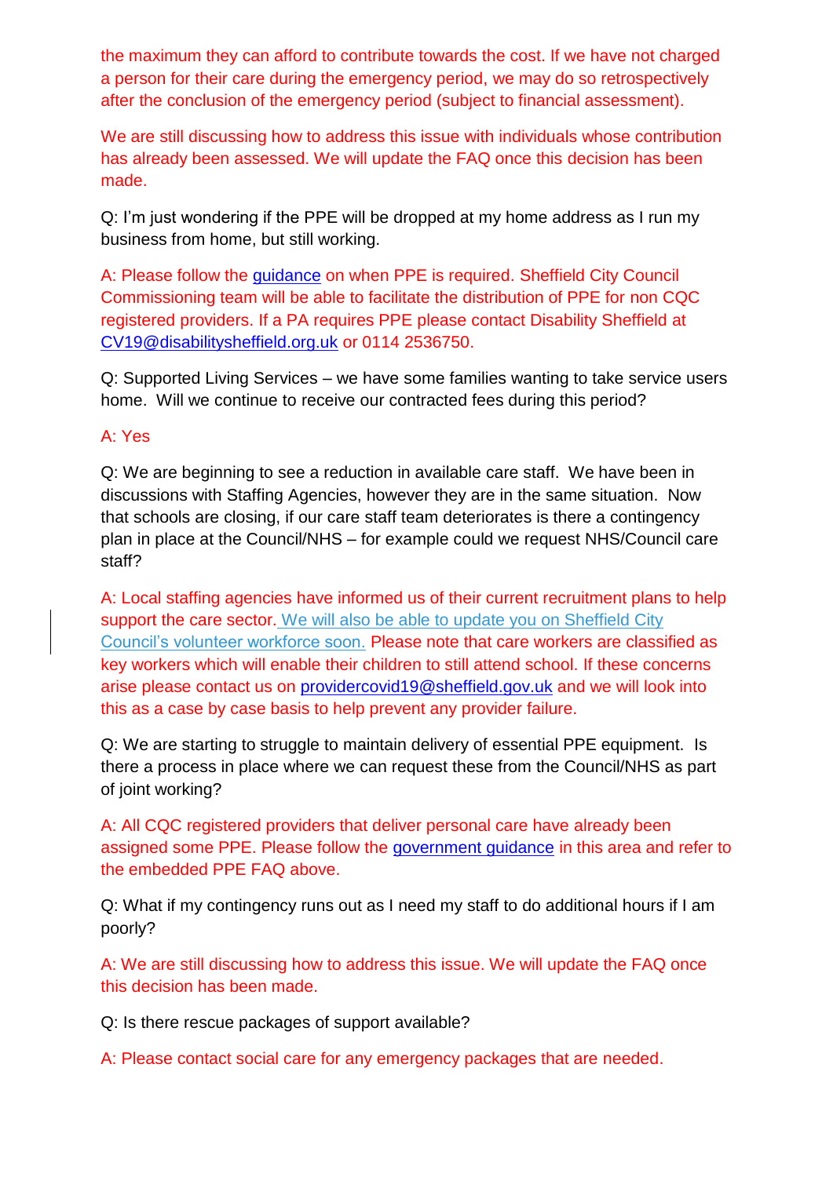the maximum they can afford to contribute towards the cost. If we have not charged a person for their care during the emergency period, we may do so retrospectively after the conclusion of the emergency period (subject to financial assessment).

We are still discussing how to address this issue with individuals whose contribution has already been assessed. We will update the FAQ once this decision has been made.

Q: I'm just wondering if the PPE will be dropped at my home address as I run my business from home, but still working.

A: Please follow the guidance on when PPE is required. Sheffield City Council Commissioning team will be able to facilitate the distribution of PPE for non CQC registered providers. If a PA requires PPE please contact Disability Sheffield at CV19@disabilitysheffield.org.uk or 0114 2536750.

Q: Supported Living Services – we have some families wanting to take service users home. Will we continue to receive our contracted fees during this period?

A: Yes

Q: We are beginning to see a reduction in available care staff. We have been in discussions with Staffing Agencies, however they are in the same situation. Now that schools are closing, if our care staff team deteriorates is there a contingency plan in place at the Council/NHS – for example could we request NHS/Council care staff?

A: Local staffing agencies have informed us of their current recruitment plans to help support the care sector. We will also be able to update you on Sheffield City Council's volunteer workforce soon. Please note that care workers are classified as key workers which will enable their children to still attend school. If these concerns arise please contact us on providercovid19@sheffield.gov.uk and we will look into this as a case by case basis to help prevent any provider failure.

Q: We are starting to struggle to maintain delivery of essential PPE equipment. Is there a process in place where we can request these from the Council/NHS as part of joint working?

A: All CQC registered providers that deliver personal care have already been assigned some PPE. Please follow the government guidance in this area and refer to the embedded PPE FAQ above.

Q: What if my contingency runs out as I need my staff to do additional hours if I am poorly?

A: We are still discussing how to address this issue. We will update the FAQ once this decision has been made.

Q: Is there rescue packages of support available?

A: Please contact social care for any emergency packages that are needed.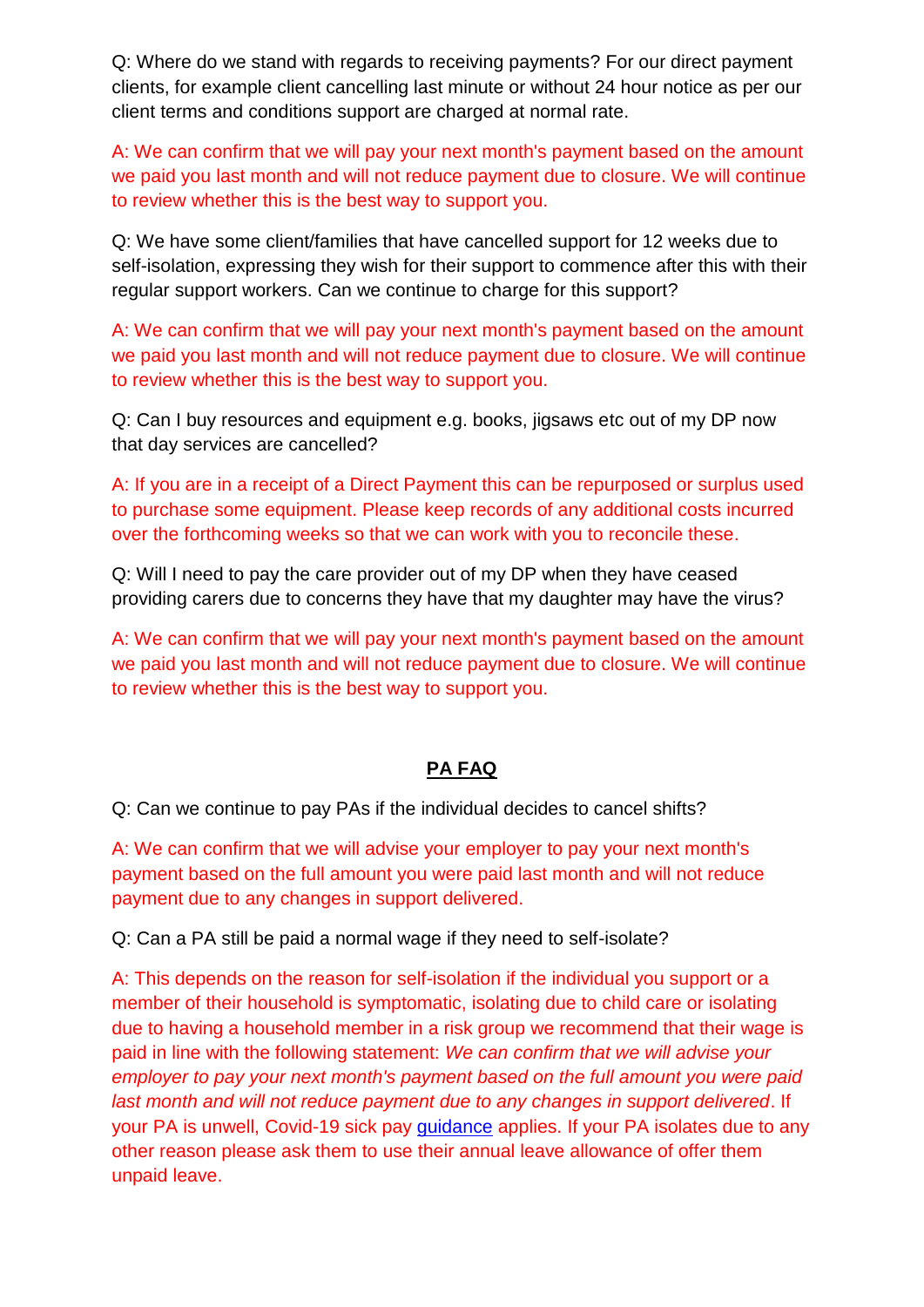Q: Where do we stand with regards to receiving payments? For our direct payment clients, for example client cancelling last minute or without 24 hour notice as per our client terms and conditions support are charged at normal rate.

A: We can confirm that we will pay your next month's payment based on the amount we paid you last month and will not reduce payment due to closure. We will continue to review whether this is the best way to support you.

Q: We have some client/families that have cancelled support for 12 weeks due to self-isolation, expressing they wish for their support to commence after this with their regular support workers. Can we continue to charge for this support?

A: We can confirm that we will pay your next month's payment based on the amount we paid you last month and will not reduce payment due to closure. We will continue to review whether this is the best way to support you.

Q: Can I buy resources and equipment e.g. books, jigsaws etc out of my DP now that day services are cancelled?

A: If you are in a receipt of a Direct Payment this can be repurposed or surplus used to purchase some equipment. Please keep records of any additional costs incurred over the forthcoming weeks so that we can work with you to reconcile these.

Q: Will I need to pay the care provider out of my DP when they have ceased providing carers due to concerns they have that my daughter may have the virus?

A: We can confirm that we will pay your next month's payment based on the amount we paid you last month and will not reduce payment due to closure. We will continue to review whether this is the best way to support you.

## PA FAQ

Q: Can we continue to pay PAs if the individual decides to cancel shifts?

A: We can confirm that we will advise your employer to pay your next month's payment based on the full amount you were paid last month and will not reduce payment due to any changes in support delivered.

Q: Can a PA still be paid a normal wage if they need to self-isolate?

A: This depends on the reason for self-isolation if the individual you support or a member of their household is symptomatic, isolating due to child care or isolating due to having a household member in a risk group we recommend that their wage is paid in line with the following statement: *We can confirm that we will advise your employer to pay your next month's payment based on the full amount you were paid last month and will not reduce payment due to any changes in support delivered*. If your PA is unwell, Covid-19 sick pay guidance applies. If your PA isolates due to any other reason please ask them to use their annual leave allowance of offer them unpaid leave.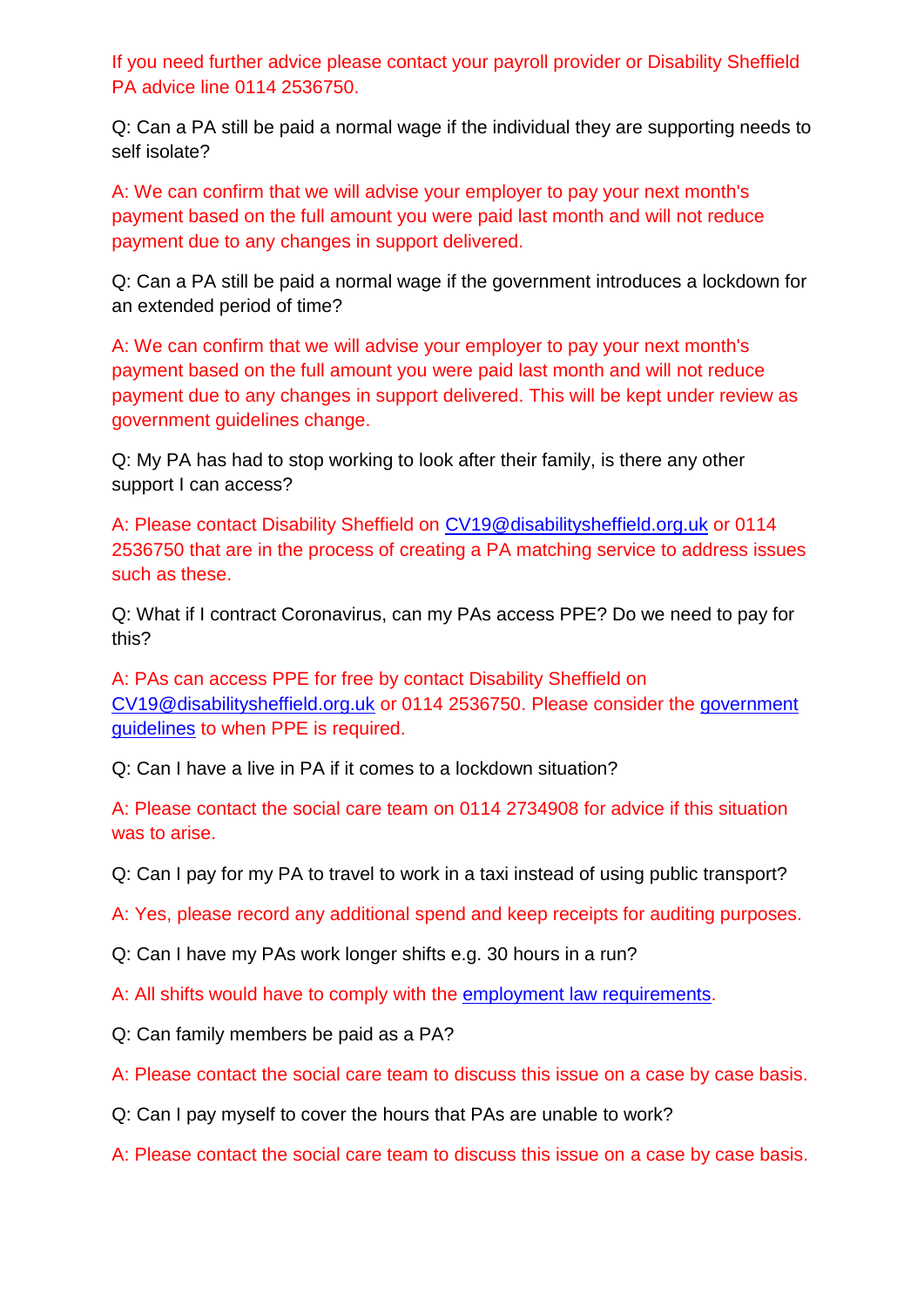If you need further advice please contact your payroll provider or Disability Sheffield PA advice line 0114 2536750.

Q: Can a PA still be paid a normal wage if the individual they are supporting needs to self isolate?

A: We can confirm that we will advise your employer to pay your next month's payment based on the full amount you were paid last month and will not reduce payment due to any changes in support delivered.

Q: Can a PA still be paid a normal wage if the government introduces a lockdown for an extended period of time?

A: We can confirm that we will advise your employer to pay your next month's payment based on the full amount you were paid last month and will not reduce payment due to any changes in support delivered. This will be kept under review as government guidelines change.

Q: My PA has had to stop working to look after their family, is there any other support I can access?

A: Please contact Disability Sheffield on CV19@disabilitysheffield.org.uk or 0114 2536750 that are in the process of creating a PA matching service to address issues such as these.

Q: What if I contract Coronavirus, can my PAs access PPE? Do we need to pay for this?

A: PAs can access PPE for free by contact Disability Sheffield on CV19@disabilitysheffield.org.uk or 0114 2536750. Please consider the government guidelines to when PPE is required.

Q: Can I have a live in PA if it comes to a lockdown situation?

A: Please contact the social care team on 0114 2734908 for advice if this situation was to arise.

Q: Can I pay for my PA to travel to work in a taxi instead of using public transport?

A: Yes, please record any additional spend and keep receipts for auditing purposes.

Q: Can I have my PAs work longer shifts e.g. 30 hours in a run?

A: All shifts would have to comply with the employment law requirements.

Q: Can family members be paid as a PA?

A: Please contact the social care team to discuss this issue on a case by case basis.

Q: Can I pay myself to cover the hours that PAs are unable to work?

A: Please contact the social care team to discuss this issue on a case by case basis.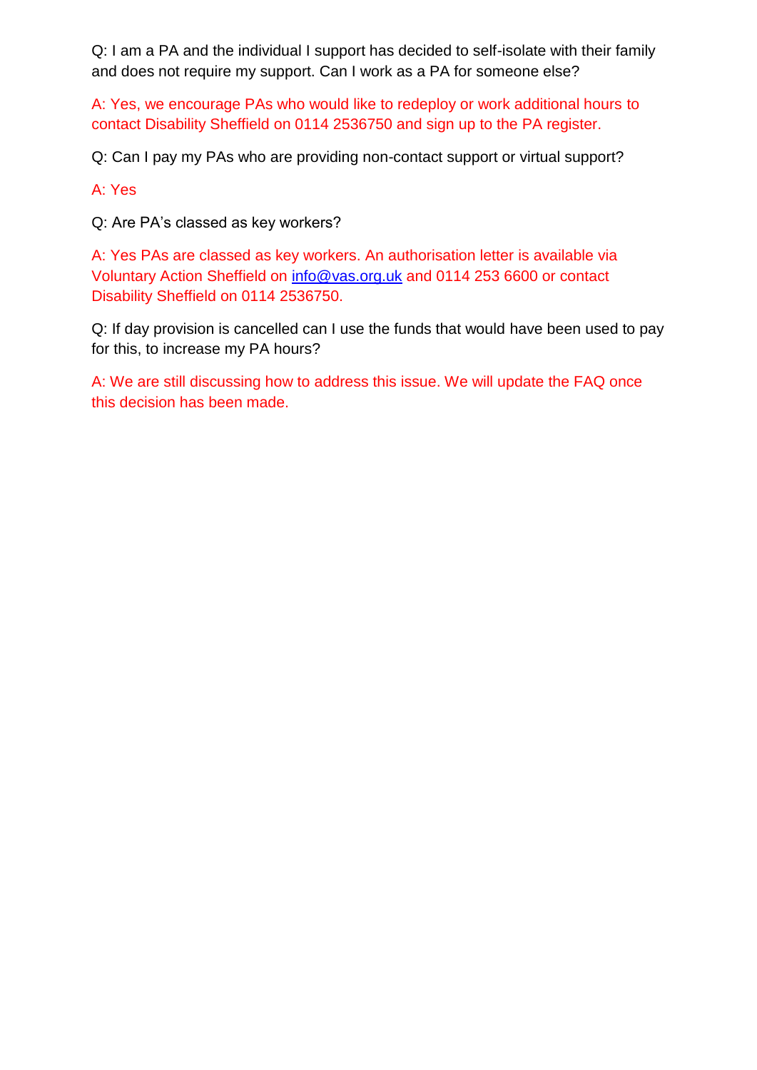Q: I am a PA and the individual I support has decided to self-isolate with their family and does not require my support. Can I work as a PA for someone else?

A: Yes, we encourage PAs who would like to redeploy or work additional hours to contact Disability Sheffield on 0114 2536750 and sign up to the PA register.

Q: Can I pay my PAs who are providing non-contact support or virtual support?

A: Yes

Q: Are PA's classed as key workers?

A: Yes PAs are classed as key workers. An authorisation letter is available via Voluntary Action Sheffield on info@vas.org.uk and 0114 253 6600 or contact Disability Sheffield on 0114 2536750.

Q: If day provision is cancelled can I use the funds that would have been used to pay for this, to increase my PA hours?

A: We are still discussing how to address this issue. We will update the FAQ once this decision has been made.